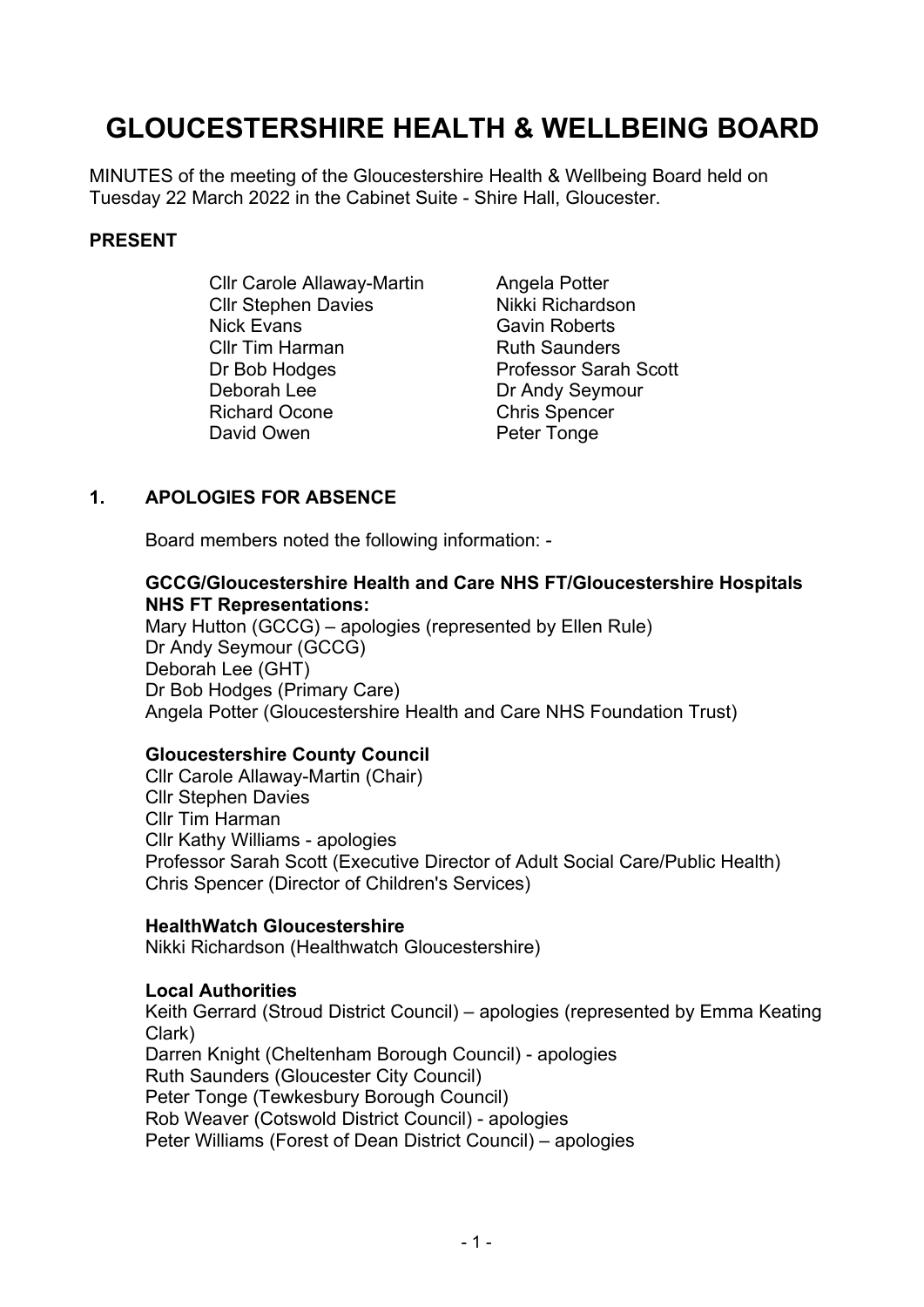# GLOUCESTERSHIRE HEALTH & WELLBEING BOARD

MINUTES of the meeting of the Gloucestershire Health & Wellbeing Board held on Tuesday 22 March 2022 in the Cabinet Suite - Shire Hall, Gloucester.

**PRESENT**

| | |
|---|---|
| Cllr Carole Allaway-Martin | Angela Potter |
| Cllr Stephen Davies | Nikki Richardson |
| Nick Evans | Gavin Roberts |
| Cllr Tim Harman | Ruth Saunders |
| Dr Bob Hodges | Professor Sarah Scott |
| Deborah Lee | Dr Andy Seymour |
| Richard Ocone | Chris Spencer |
| David Owen | Peter Tonge |

## 1. APOLOGIES FOR ABSENCE

Board members noted the following information: -

**GCCG/Gloucestershire Health and Care NHS FT/Gloucestershire Hospitals NHS FT Representations:**
Mary Hutton (GCCG) – apologies (represented by Ellen Rule)
Dr Andy Seymour (GCCG)
Deborah Lee (GHT)
Dr Bob Hodges (Primary Care)
Angela Potter (Gloucestershire Health and Care NHS Foundation Trust)

**Gloucestershire County Council**
Cllr Carole Allaway-Martin (Chair)
Cllr Stephen Davies
Cllr Tim Harman
Cllr Kathy Williams - apologies
Professor Sarah Scott (Executive Director of Adult Social Care/Public Health)
Chris Spencer (Director of Children's Services)

**HealthWatch Gloucestershire**
Nikki Richardson (Healthwatch Gloucestershire)

**Local Authorities**
Keith Gerrard (Stroud District Council) – apologies (represented by Emma Keating Clark)
Darren Knight (Cheltenham Borough Council) - apologies
Ruth Saunders (Gloucester City Council)
Peter Tonge (Tewkesbury Borough Council)
Rob Weaver (Cotswold District Council) - apologies
Peter Williams (Forest of Dean District Council) – apologies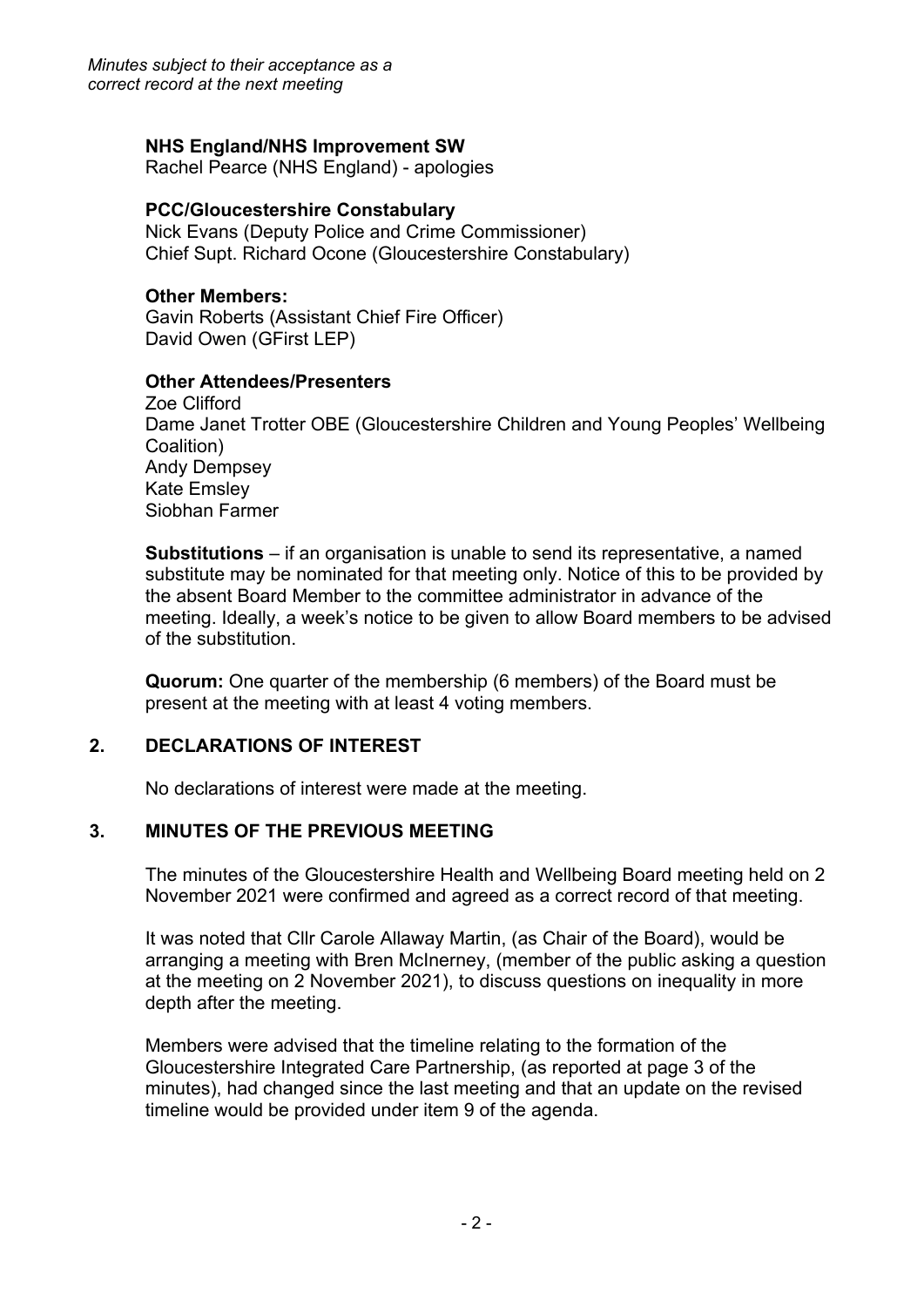*Minutes subject to their acceptance as a correct record at the next meeting*

**NHS England/NHS Improvement SW**
Rachel Pearce (NHS England) - apologies

**PCC/Gloucestershire Constabulary**
Nick Evans (Deputy Police and Crime Commissioner)
Chief Supt. Richard Ocone (Gloucestershire Constabulary)

**Other Members:**
Gavin Roberts (Assistant Chief Fire Officer)
David Owen (GFirst LEP)

**Other Attendees/Presenters**
Zoe Clifford
Dame Janet Trotter OBE (Gloucestershire Children and Young Peoples' Wellbeing Coalition)
Andy Dempsey
Kate Emsley
Siobhan Farmer

**Substitutions** – if an organisation is unable to send its representative, a named substitute may be nominated for that meeting only. Notice of this to be provided by the absent Board Member to the committee administrator in advance of the meeting. Ideally, a week's notice to be given to allow Board members to be advised of the substitution.

**Quorum:** One quarter of the membership (6 members) of the Board must be present at the meeting with at least 4 voting members.

## 2. DECLARATIONS OF INTEREST

No declarations of interest were made at the meeting.

## 3. MINUTES OF THE PREVIOUS MEETING

The minutes of the Gloucestershire Health and Wellbeing Board meeting held on 2 November 2021 were confirmed and agreed as a correct record of that meeting.

It was noted that Cllr Carole Allaway Martin, (as Chair of the Board), would be arranging a meeting with Bren McInerney, (member of the public asking a question at the meeting on 2 November 2021), to discuss questions on inequality in more depth after the meeting.

Members were advised that the timeline relating to the formation of the Gloucestershire Integrated Care Partnership, (as reported at page 3 of the minutes), had changed since the last meeting and that an update on the revised timeline would be provided under item 9 of the agenda.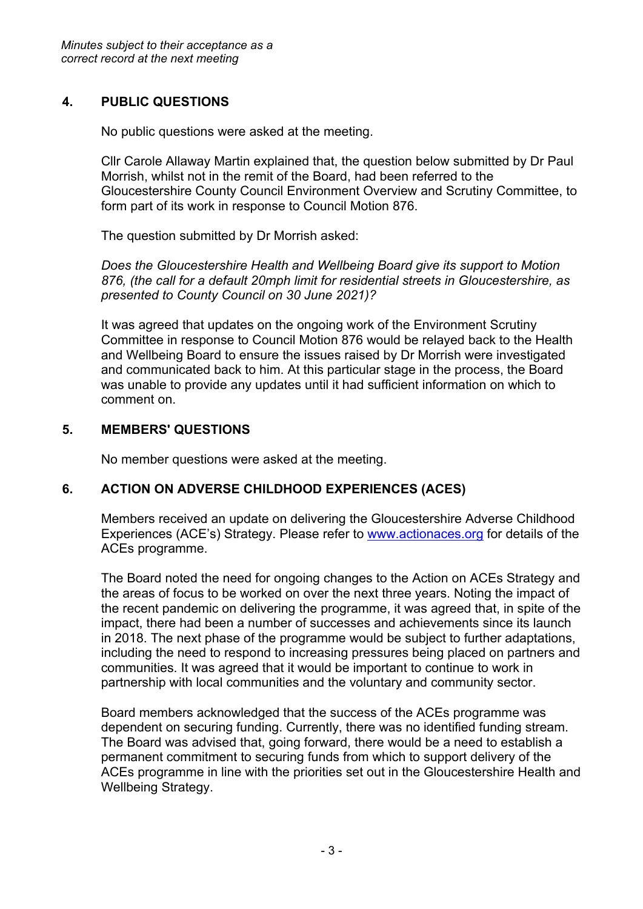*Minutes subject to their acceptance as a correct record at the next meeting*

## 4. PUBLIC QUESTIONS

No public questions were asked at the meeting.

Cllr Carole Allaway Martin explained that, the question below submitted by Dr Paul Morrish, whilst not in the remit of the Board, had been referred to the Gloucestershire County Council Environment Overview and Scrutiny Committee, to form part of its work in response to Council Motion 876.

The question submitted by Dr Morrish asked:

*Does the Gloucestershire Health and Wellbeing Board give its support to Motion 876, (the call for a default 20mph limit for residential streets in Gloucestershire, as presented to County Council on 30 June 2021)?*

It was agreed that updates on the ongoing work of the Environment Scrutiny Committee in response to Council Motion 876 would be relayed back to the Health and Wellbeing Board to ensure the issues raised by Dr Morrish were investigated and communicated back to him. At this particular stage in the process, the Board was unable to provide any updates until it had sufficient information on which to comment on.

## 5. MEMBERS' QUESTIONS

No member questions were asked at the meeting.

## 6. ACTION ON ADVERSE CHILDHOOD EXPERIENCES (ACES)

Members received an update on delivering the Gloucestershire Adverse Childhood Experiences (ACE's) Strategy. Please refer to [www.actionaces.org](http://www.actionaces.org) for details of the ACEs programme.

The Board noted the need for ongoing changes to the Action on ACEs Strategy and the areas of focus to be worked on over the next three years. Noting the impact of the recent pandemic on delivering the programme, it was agreed that, in spite of the impact, there had been a number of successes and achievements since its launch in 2018. The next phase of the programme would be subject to further adaptations, including the need to respond to increasing pressures being placed on partners and communities. It was agreed that it would be important to continue to work in partnership with local communities and the voluntary and community sector.

Board members acknowledged that the success of the ACEs programme was dependent on securing funding. Currently, there was no identified funding stream. The Board was advised that, going forward, there would be a need to establish a permanent commitment to securing funds from which to support delivery of the ACEs programme in line with the priorities set out in the Gloucestershire Health and Wellbeing Strategy.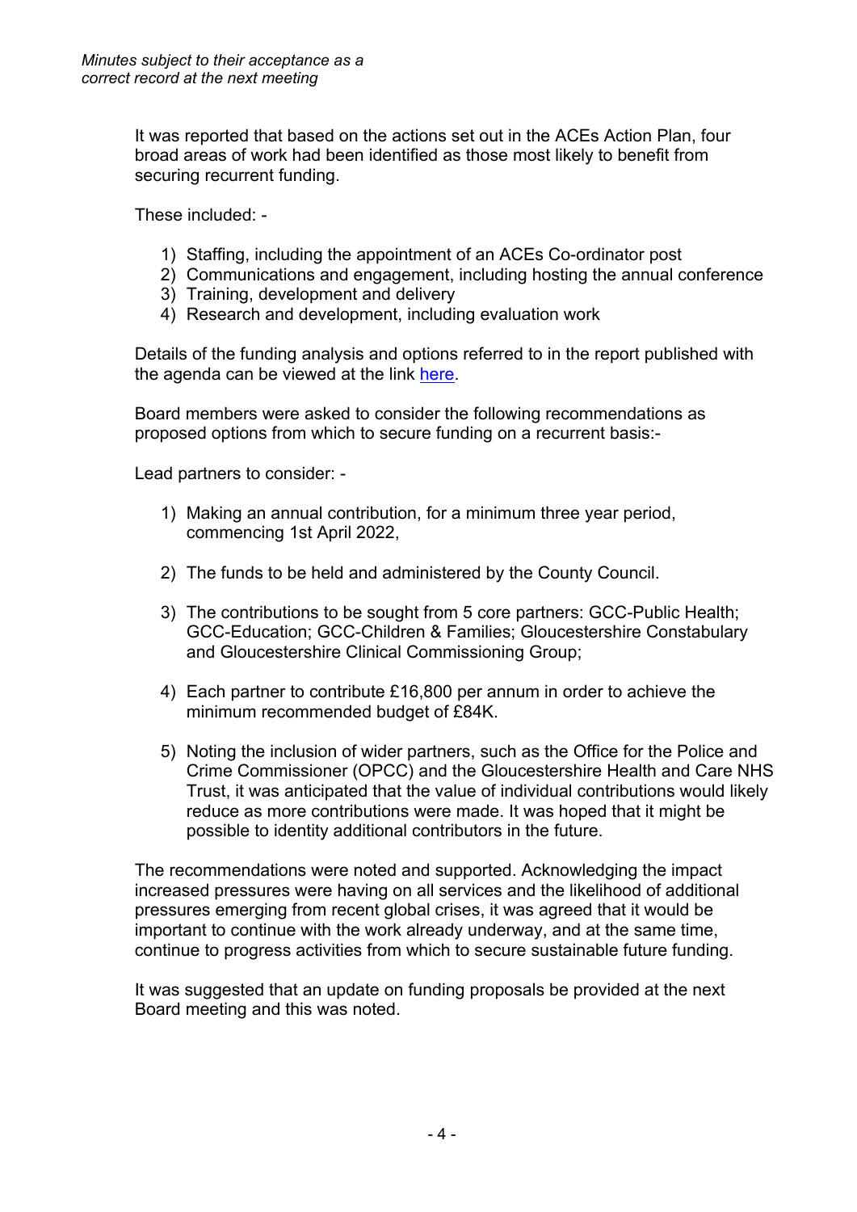It was reported that based on the actions set out in the ACEs Action Plan, four broad areas of work had been identified as those most likely to benefit from securing recurrent funding.

These included: -

1) Staffing, including the appointment of an ACEs Co-ordinator post
2) Communications and engagement, including hosting the annual conference
3) Training, development and delivery
4) Research and development, including evaluation work

Details of the funding analysis and options referred to in the report published with the agenda can be viewed at the link here.

Board members were asked to consider the following recommendations as proposed options from which to secure funding on a recurrent basis:-

Lead partners to consider: -

1) Making an annual contribution, for a minimum three year period, commencing 1st April 2022,

2) The funds to be held and administered by the County Council.

3) The contributions to be sought from 5 core partners: GCC-Public Health; GCC-Education; GCC-Children & Families; Gloucestershire Constabulary and Gloucestershire Clinical Commissioning Group;

4) Each partner to contribute £16,800 per annum in order to achieve the minimum recommended budget of £84K.

5) Noting the inclusion of wider partners, such as the Office for the Police and Crime Commissioner (OPCC) and the Gloucestershire Health and Care NHS Trust, it was anticipated that the value of individual contributions would likely reduce as more contributions were made. It was hoped that it might be possible to identity additional contributors in the future.

The recommendations were noted and supported. Acknowledging the impact increased pressures were having on all services and the likelihood of additional pressures emerging from recent global crises, it was agreed that it would be important to continue with the work already underway, and at the same time, continue to progress activities from which to secure sustainable future funding.

It was suggested that an update on funding proposals be provided at the next Board meeting and this was noted.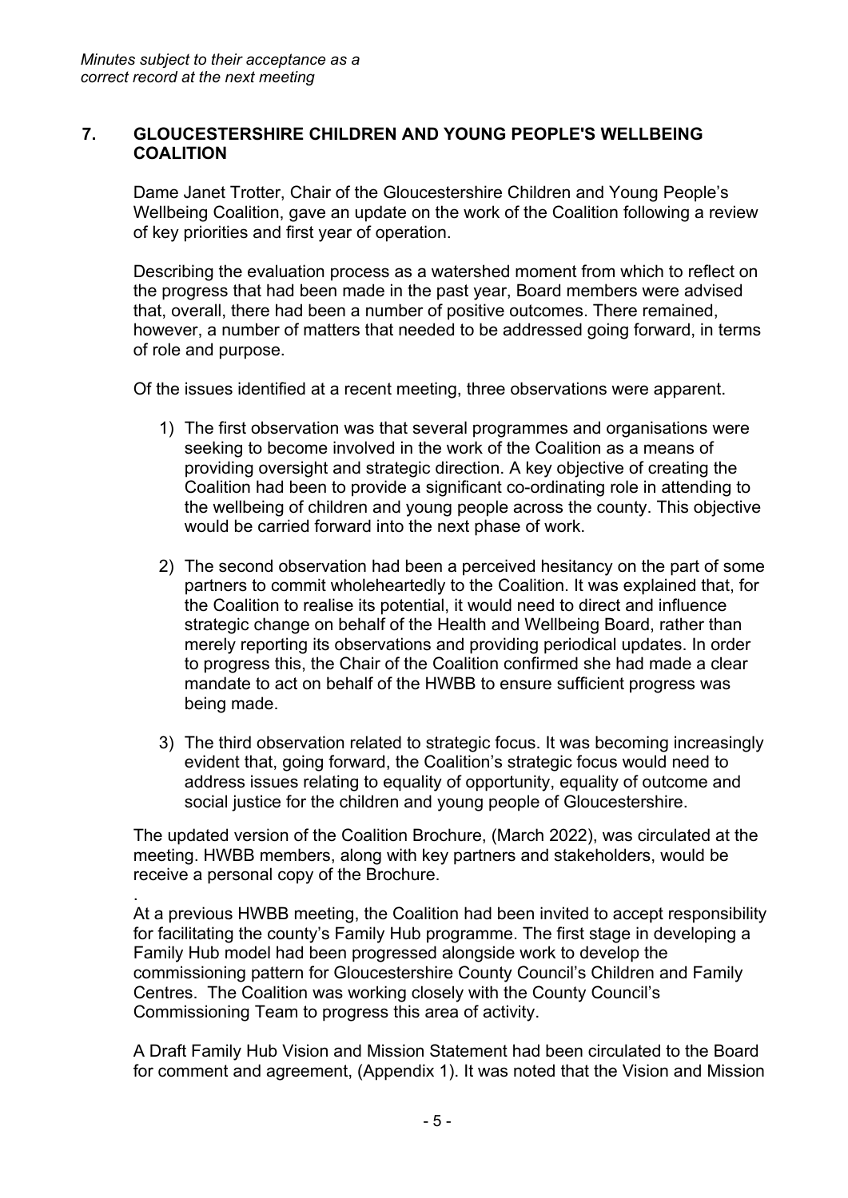*Minutes subject to their acceptance as a correct record at the next meeting*

## 7. GLOUCESTERSHIRE CHILDREN AND YOUNG PEOPLE'S WELLBEING COALITION

Dame Janet Trotter, Chair of the Gloucestershire Children and Young People's Wellbeing Coalition, gave an update on the work of the Coalition following a review of key priorities and first year of operation.

Describing the evaluation process as a watershed moment from which to reflect on the progress that had been made in the past year, Board members were advised that, overall, there had been a number of positive outcomes. There remained, however, a number of matters that needed to be addressed going forward, in terms of role and purpose.

Of the issues identified at a recent meeting, three observations were apparent.

1) The first observation was that several programmes and organisations were seeking to become involved in the work of the Coalition as a means of providing oversight and strategic direction. A key objective of creating the Coalition had been to provide a significant co-ordinating role in attending to the wellbeing of children and young people across the county. This objective would be carried forward into the next phase of work.

2) The second observation had been a perceived hesitancy on the part of some partners to commit wholeheartedly to the Coalition. It was explained that, for the Coalition to realise its potential, it would need to direct and influence strategic change on behalf of the Health and Wellbeing Board, rather than merely reporting its observations and providing periodical updates. In order to progress this, the Chair of the Coalition confirmed she had made a clear mandate to act on behalf of the HWBB to ensure sufficient progress was being made.

3) The third observation related to strategic focus. It was becoming increasingly evident that, going forward, the Coalition's strategic focus would need to address issues relating to equality of opportunity, equality of outcome and social justice for the children and young people of Gloucestershire.

The updated version of the Coalition Brochure, (March 2022), was circulated at the meeting. HWBB members, along with key partners and stakeholders, would be receive a personal copy of the Brochure.

.
At a previous HWBB meeting, the Coalition had been invited to accept responsibility for facilitating the county's Family Hub programme. The first stage in developing a Family Hub model had been progressed alongside work to develop the commissioning pattern for Gloucestershire County Council's Children and Family Centres. The Coalition was working closely with the County Council's Commissioning Team to progress this area of activity.

A Draft Family Hub Vision and Mission Statement had been circulated to the Board for comment and agreement, (Appendix 1). It was noted that the Vision and Mission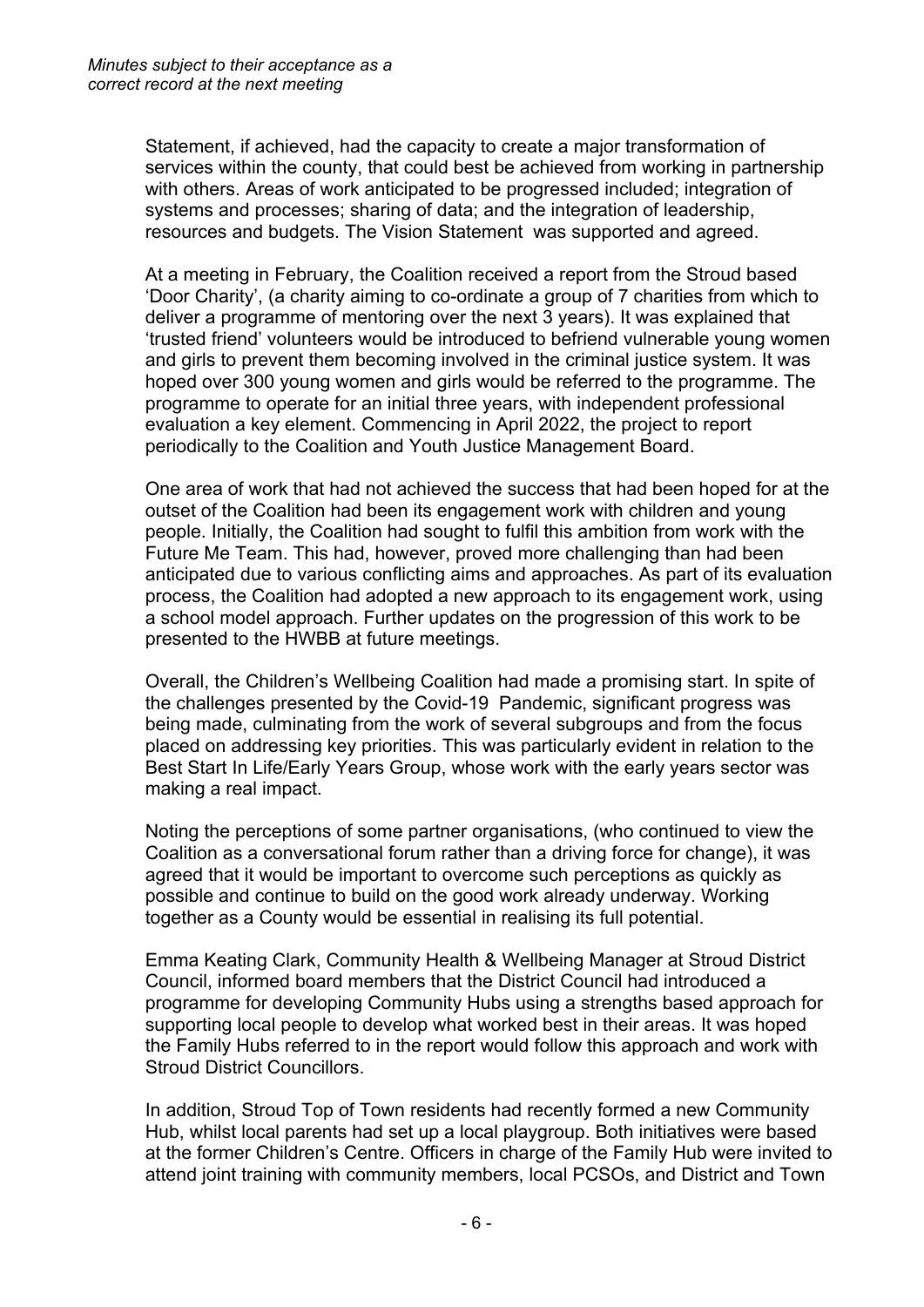*Minutes subject to their acceptance as a correct record at the next meeting*

Statement, if achieved, had the capacity to create a major transformation of services within the county, that could best be achieved from working in partnership with others. Areas of work anticipated to be progressed included; integration of systems and processes; sharing of data; and the integration of leadership, resources and budgets. The Vision Statement was supported and agreed.

At a meeting in February, the Coalition received a report from the Stroud based 'Door Charity', (a charity aiming to co-ordinate a group of 7 charities from which to deliver a programme of mentoring over the next 3 years). It was explained that 'trusted friend' volunteers would be introduced to befriend vulnerable young women and girls to prevent them becoming involved in the criminal justice system. It was hoped over 300 young women and girls would be referred to the programme. The programme to operate for an initial three years, with independent professional evaluation a key element. Commencing in April 2022, the project to report periodically to the Coalition and Youth Justice Management Board.

One area of work that had not achieved the success that had been hoped for at the outset of the Coalition had been its engagement work with children and young people. Initially, the Coalition had sought to fulfil this ambition from work with the Future Me Team. This had, however, proved more challenging than had been anticipated due to various conflicting aims and approaches. As part of its evaluation process, the Coalition had adopted a new approach to its engagement work, using a school model approach. Further updates on the progression of this work to be presented to the HWBB at future meetings.

Overall, the Children's Wellbeing Coalition had made a promising start. In spite of the challenges presented by the Covid-19 Pandemic, significant progress was being made, culminating from the work of several subgroups and from the focus placed on addressing key priorities. This was particularly evident in relation to the Best Start In Life/Early Years Group, whose work with the early years sector was making a real impact.

Noting the perceptions of some partner organisations, (who continued to view the Coalition as a conversational forum rather than a driving force for change), it was agreed that it would be important to overcome such perceptions as quickly as possible and continue to build on the good work already underway. Working together as a County would be essential in realising its full potential.

Emma Keating Clark, Community Health & Wellbeing Manager at Stroud District Council, informed board members that the District Council had introduced a programme for developing Community Hubs using a strengths based approach for supporting local people to develop what worked best in their areas. It was hoped the Family Hubs referred to in the report would follow this approach and work with Stroud District Councillors.

In addition, Stroud Top of Town residents had recently formed a new Community Hub, whilst local parents had set up a local playgroup. Both initiatives were based at the former Children's Centre. Officers in charge of the Family Hub were invited to attend joint training with community members, local PCSOs, and District and Town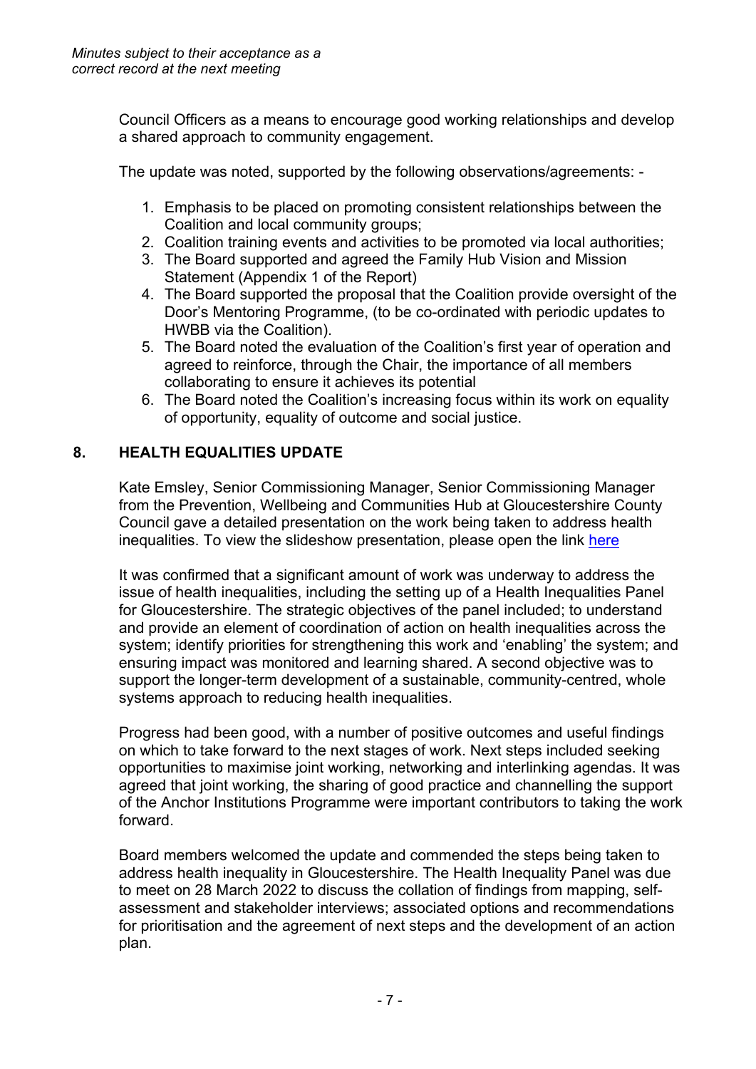Council Officers as a means to encourage good working relationships and develop a shared approach to community engagement.

The update was noted, supported by the following observations/agreements: -

1. Emphasis to be placed on promoting consistent relationships between the Coalition and local community groups;
2. Coalition training events and activities to be promoted via local authorities;
3. The Board supported and agreed the Family Hub Vision and Mission Statement (Appendix 1 of the Report)
4. The Board supported the proposal that the Coalition provide oversight of the Door's Mentoring Programme, (to be co-ordinated with periodic updates to HWBB via the Coalition).
5. The Board noted the evaluation of the Coalition's first year of operation and agreed to reinforce, through the Chair, the importance of all members collaborating to ensure it achieves its potential
6. The Board noted the Coalition's increasing focus within its work on equality of opportunity, equality of outcome and social justice.

## 8. HEALTH EQUALITIES UPDATE

Kate Emsley, Senior Commissioning Manager, Senior Commissioning Manager from the Prevention, Wellbeing and Communities Hub at Gloucestershire County Council gave a detailed presentation on the work being taken to address health inequalities. To view the slideshow presentation, please open the link here

It was confirmed that a significant amount of work was underway to address the issue of health inequalities, including the setting up of a Health Inequalities Panel for Gloucestershire. The strategic objectives of the panel included; to understand and provide an element of coordination of action on health inequalities across the system; identify priorities for strengthening this work and 'enabling' the system; and ensuring impact was monitored and learning shared. A second objective was to support the longer-term development of a sustainable, community-centred, whole systems approach to reducing health inequalities.

Progress had been good, with a number of positive outcomes and useful findings on which to take forward to the next stages of work. Next steps included seeking opportunities to maximise joint working, networking and interlinking agendas. It was agreed that joint working, the sharing of good practice and channelling the support of the Anchor Institutions Programme were important contributors to taking the work forward.

Board members welcomed the update and commended the steps being taken to address health inequality in Gloucestershire. The Health Inequality Panel was due to meet on 28 March 2022 to discuss the collation of findings from mapping, self-assessment and stakeholder interviews; associated options and recommendations for prioritisation and the agreement of next steps and the development of an action plan.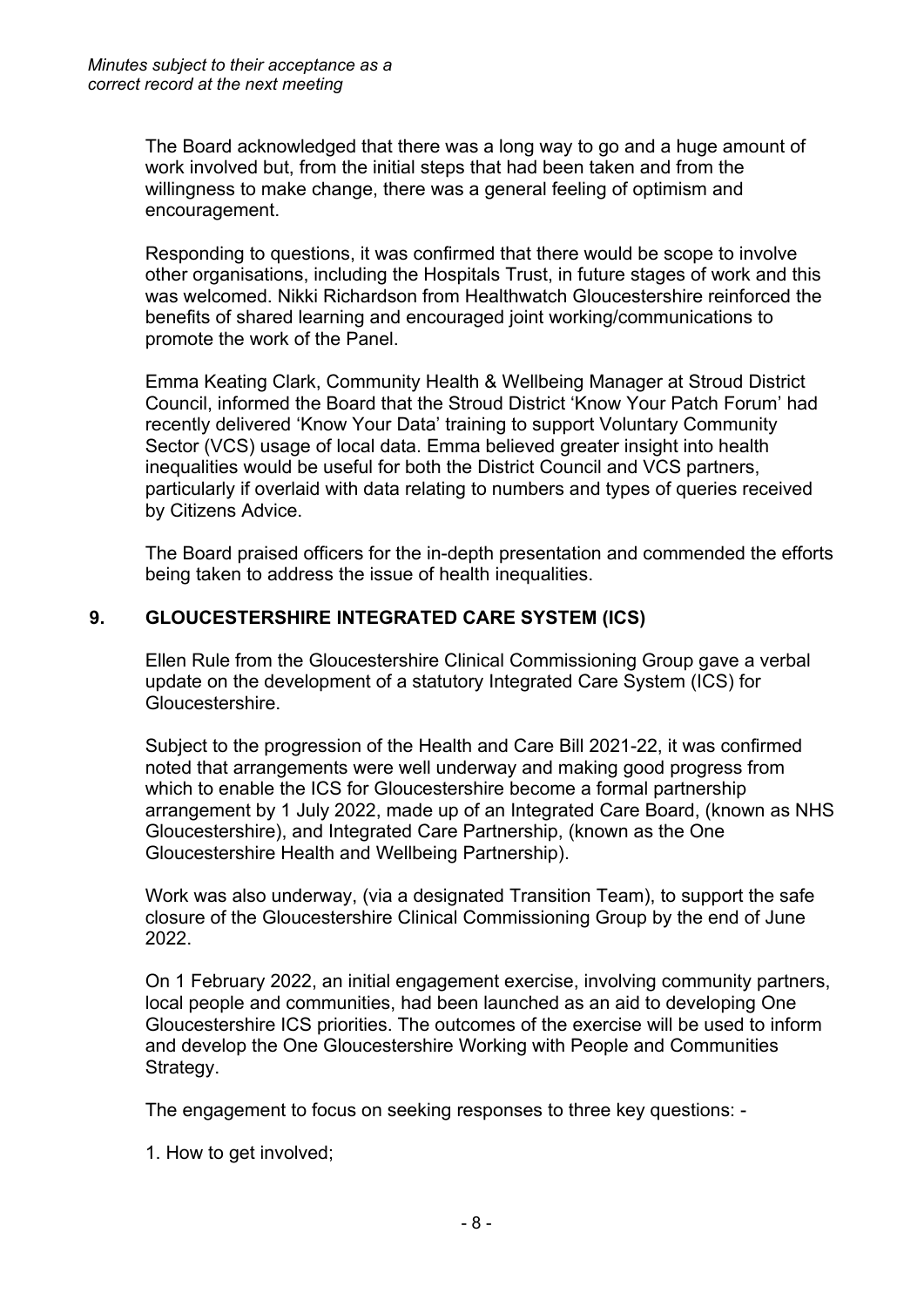*Minutes subject to their acceptance as a correct record at the next meeting*

The Board acknowledged that there was a long way to go and a huge amount of work involved but, from the initial steps that had been taken and from the willingness to make change, there was a general feeling of optimism and encouragement.

Responding to questions, it was confirmed that there would be scope to involve other organisations, including the Hospitals Trust, in future stages of work and this was welcomed. Nikki Richardson from Healthwatch Gloucestershire reinforced the benefits of shared learning and encouraged joint working/communications to promote the work of the Panel.

Emma Keating Clark, Community Health & Wellbeing Manager at Stroud District Council, informed the Board that the Stroud District 'Know Your Patch Forum' had recently delivered 'Know Your Data' training to support Voluntary Community Sector (VCS) usage of local data. Emma believed greater insight into health inequalities would be useful for both the District Council and VCS partners, particularly if overlaid with data relating to numbers and types of queries received by Citizens Advice.

The Board praised officers for the in-depth presentation and commended the efforts being taken to address the issue of health inequalities.

## 9. GLOUCESTERSHIRE INTEGRATED CARE SYSTEM (ICS)

Ellen Rule from the Gloucestershire Clinical Commissioning Group gave a verbal update on the development of a statutory Integrated Care System (ICS) for Gloucestershire.

Subject to the progression of the Health and Care Bill 2021-22, it was confirmed noted that arrangements were well underway and making good progress from which to enable the ICS for Gloucestershire become a formal partnership arrangement by 1 July 2022, made up of an Integrated Care Board, (known as NHS Gloucestershire), and Integrated Care Partnership, (known as the One Gloucestershire Health and Wellbeing Partnership).

Work was also underway, (via a designated Transition Team), to support the safe closure of the Gloucestershire Clinical Commissioning Group by the end of June 2022.

On 1 February 2022, an initial engagement exercise, involving community partners, local people and communities, had been launched as an aid to developing One Gloucestershire ICS priorities. The outcomes of the exercise will be used to inform and develop the One Gloucestershire Working with People and Communities Strategy.

The engagement to focus on seeking responses to three key questions: -

1. How to get involved;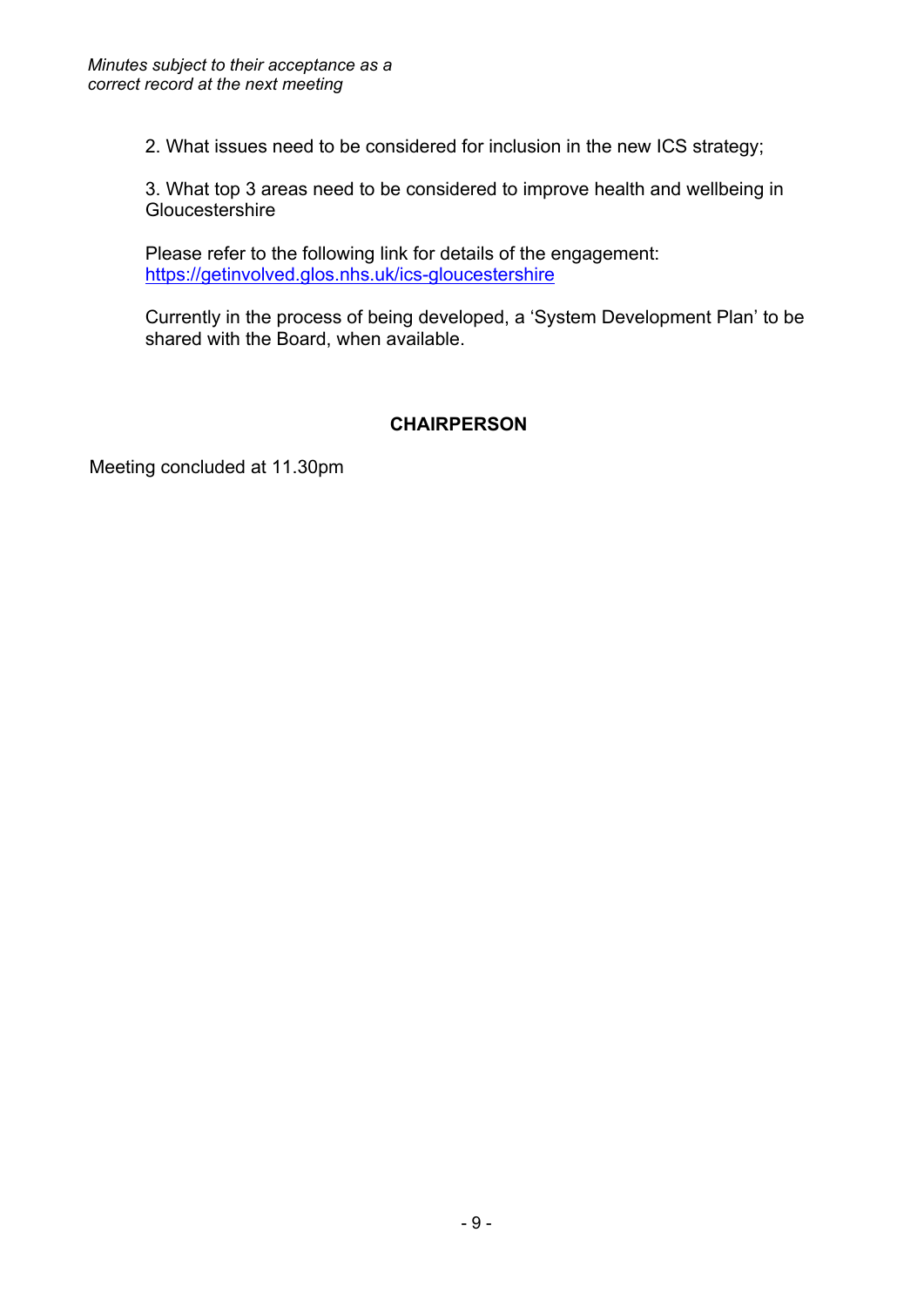2. What issues need to be considered for inclusion in the new ICS strategy;

3. What top 3 areas need to be considered to improve health and wellbeing in Gloucestershire

Please refer to the following link for details of the engagement: https://getinvolved.glos.nhs.uk/ics-gloucestershire

Currently in the process of being developed, a 'System Development Plan' to be shared with the Board, when available.

**CHAIRPERSON**

Meeting concluded at 11.30pm